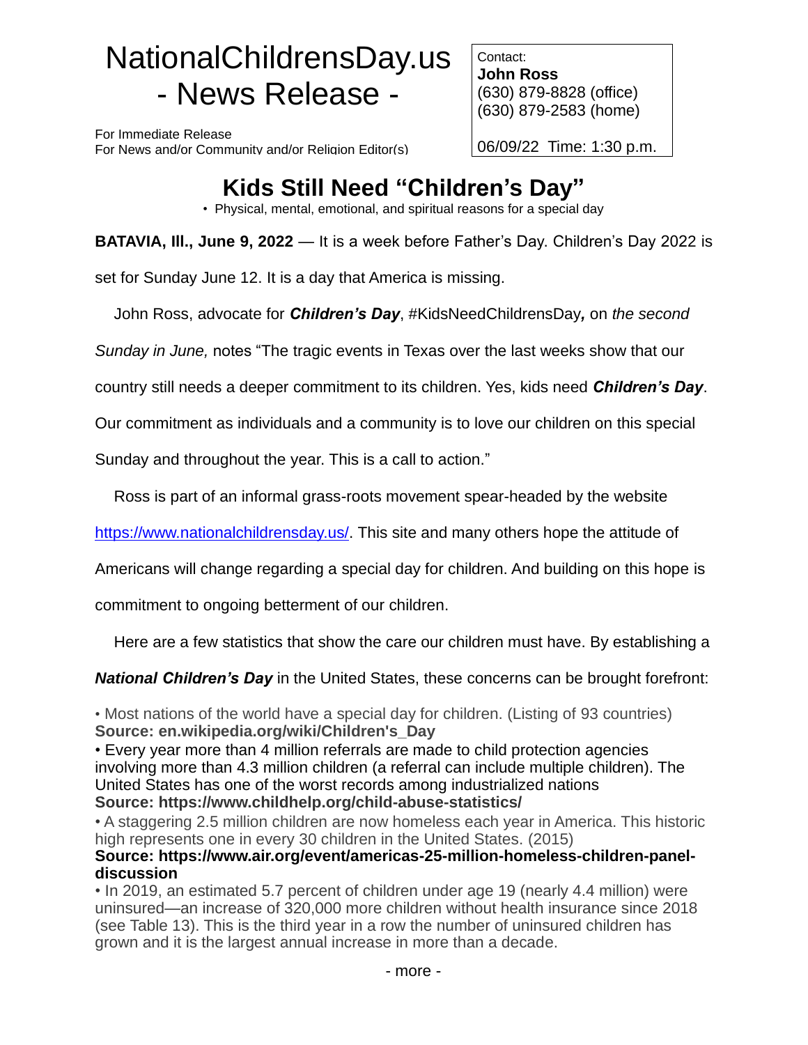# NationalChildrensDay.us - News Release -

For Immediate Release
For News and/or Community and/or Religion Editor(s)

Contact:
**John Ross**
(630) 879-8828 (office)
(630) 879-2583 (home)

06/09/22 Time: 1:30 p.m.

## Kids Still Need "Children's Day"

• Physical, mental, emotional, and spiritual reasons for a special day

**BATAVIA, Ill., June 9, 2022** — It is a week before Father's Day. Children's Day 2022 is set for Sunday June 12. It is a day that America is missing.

John Ross, advocate for ***Children's Day***, #KidsNeedChildrensDay***,*** on *the second Sunday in June,* notes "The tragic events in Texas over the last weeks show that our country still needs a deeper commitment to its children. Yes, kids need ***Children's Day***. Our commitment as individuals and a community is to love our children on this special Sunday and throughout the year. This is a call to action."

Ross is part of an informal grass-roots movement spear-headed by the website https://www.nationalchildrensday.us/. This site and many others hope the attitude of Americans will change regarding a special day for children. And building on this hope is commitment to ongoing betterment of our children.

Here are a few statistics that show the care our children must have. By establishing a ***National Children's Day*** in the United States, these concerns can be brought forefront:

• Most nations of the world have a special day for children. (Listing of 93 countries)
**Source: en.wikipedia.org/wiki/Children's_Day**

• Every year more than 4 million referrals are made to child protection agencies involving more than 4.3 million children (a referral can include multiple children). The United States has one of the worst records among industrialized nations
**Source: https://www.childhelp.org/child-abuse-statistics/**

• A staggering 2.5 million children are now homeless each year in America. This historic high represents one in every 30 children in the United States. (2015)
**Source: https://www.air.org/event/americas-25-million-homeless-children-panel-discussion**

• In 2019, an estimated 5.7 percent of children under age 19 (nearly 4.4 million) were uninsured—an increase of 320,000 more children without health insurance since 2018 (see Table 13). This is the third year in a row the number of uninsured children has grown and it is the largest annual increase in more than a decade.

- more -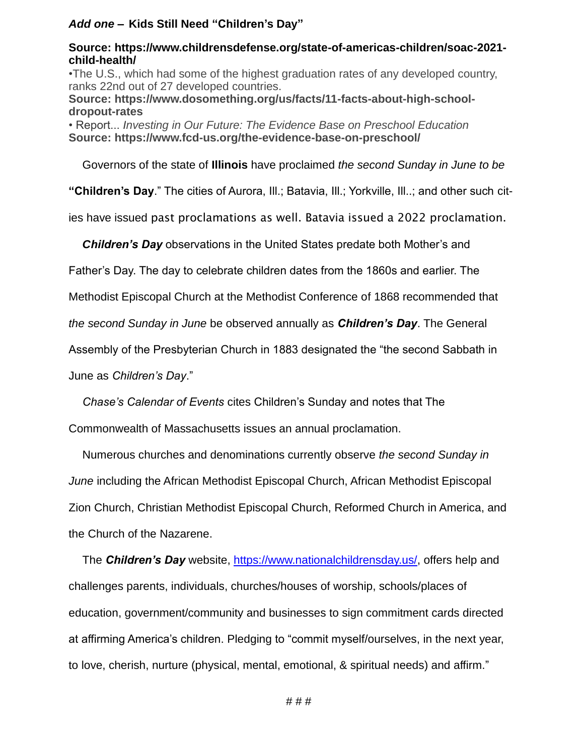***Add one* – Kids Still Need "Children's Day"**

**Source: https://www.childrensdefense.org/state-of-americas-children/soac-2021-child-health/**

•The U.S., which had some of the highest graduation rates of any developed country, ranks 22nd out of 27 developed countries.

**Source: https://www.dosomething.org/us/facts/11-facts-about-high-school-dropout-rates**

• Report... *Investing in Our Future: The Evidence Base on Preschool Education*

**Source: https://www.fcd-us.org/the-evidence-base-on-preschool/**

Governors of the state of **Illinois** have proclaimed *the second Sunday in June to be* **"Children's Day**." The cities of Aurora, Ill.; Batavia, Ill.; Yorkville, Ill..; and other such cities have issued past proclamations as well. Batavia issued a 2022 proclamation.

***Children's Day*** observations in the United States predate both Mother's and Father's Day. The day to celebrate children dates from the 1860s and earlier. The Methodist Episcopal Church at the Methodist Conference of 1868 recommended that *the second Sunday in June* be observed annually as ***Children's Day***. The General Assembly of the Presbyterian Church in 1883 designated the "the second Sabbath in June as *Children's Day*."

*Chase's Calendar of Events* cites Children's Sunday and notes that The Commonwealth of Massachusetts issues an annual proclamation.

Numerous churches and denominations currently observe *the second Sunday in June* including the African Methodist Episcopal Church, African Methodist Episcopal Zion Church, Christian Methodist Episcopal Church, Reformed Church in America, and the Church of the Nazarene.

The ***Children's Day*** website, https://www.nationalchildrensday.us/, offers help and challenges parents, individuals, churches/houses of worship, schools/places of education, government/community and businesses to sign commitment cards directed at affirming America's children. Pledging to "commit myself/ourselves, in the next year, to love, cherish, nurture (physical, mental, emotional, & spiritual needs) and affirm."

# # #